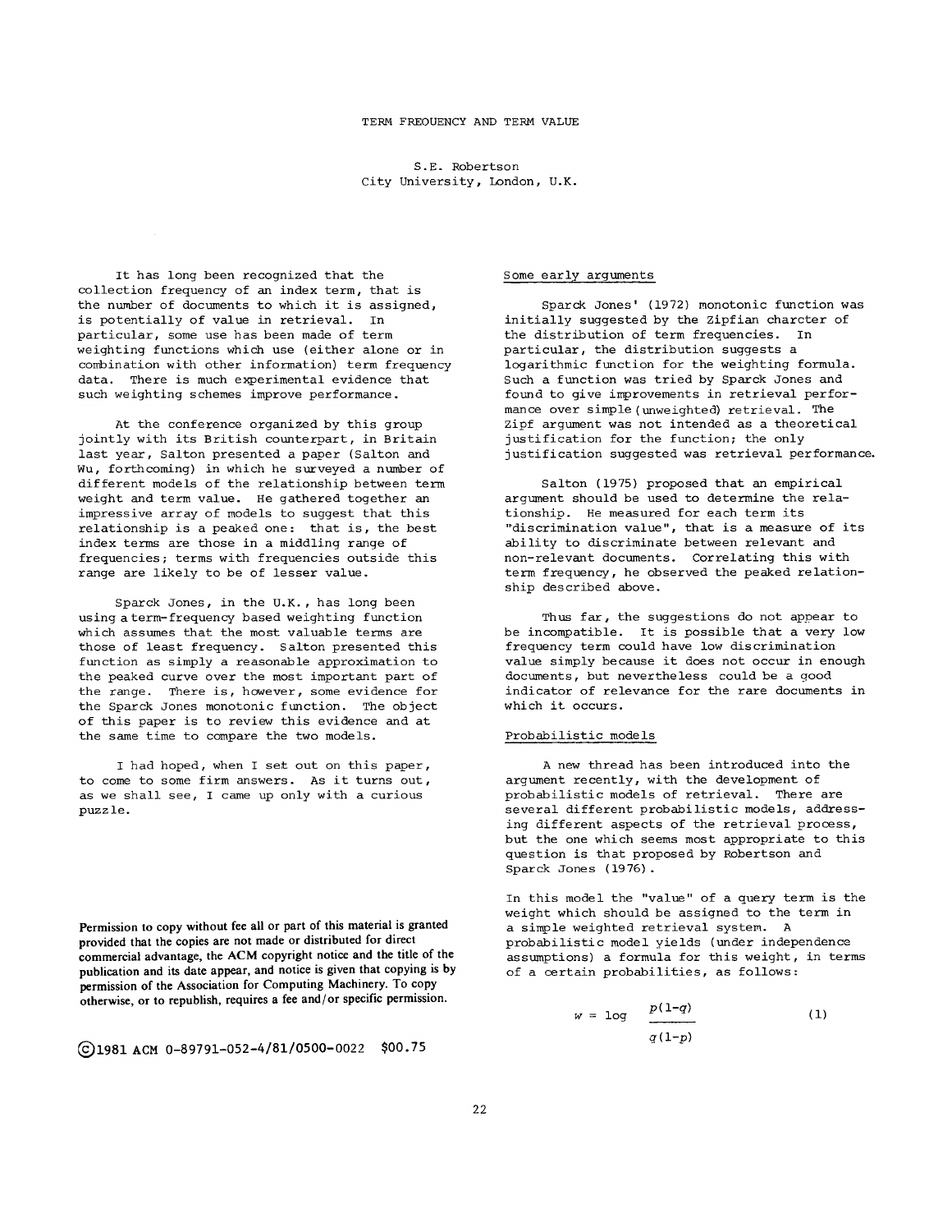# TERM FREQUENCY AND TERM VALUE

S.E. Robertson
City University, London, U.K.

It has long been recognized that the collection frequency of an index term, that is the number of documents to which it is assigned, is potentially of value in retrieval. In particular, some use has been made of term weighting functions which use (either alone or in combination with other information) term frequency data. There is much experimental evidence that such weighting schemes improve performance.

At the conference organized by this group jointly with its British counterpart, in Britain last year, Salton presented a paper (Salton and Wu, forthcoming) in which he surveyed a number of different models of the relationship between term weight and term value. He gathered together an impressive array of models to suggest that this relationship is a peaked one: that is, the best index terms are those in a middling range of frequencies; terms with frequencies outside this range are likely to be of lesser value.

Sparck Jones, in the U.K., has long been using a term-frequency based weighting function which assumes that the most valuable terms are those of least frequency. Salton presented this function as simply a reasonable approximation to the peaked curve over the most important part of the range. There is, however, some evidence for the Sparck Jones monotonic function. The object of this paper is to review this evidence and at the same time to compare the two models.

I had hoped, when I set out on this paper, to come to some firm answers. As it turns out, as we shall see, I came up only with a curious puzzle.

Permission to copy without fee all or part of this material is granted provided that the copies are not made or distributed for direct commercial advantage, the ACM copyright notice and the title of the publication and its date appear, and notice is given that copying is by permission of the Association for Computing Machinery. To copy otherwise, or to republish, requires a fee and/or specific permission.

©1981 ACM 0-89791-052-4/81/0500-0022 $00.75

## Some early arguments

Sparck Jones' (1972) monotonic function was initially suggested by the Zipfian charcter of the distribution of term frequencies. In particular, the distribution suggests a logarithmic function for the weighting formula. Such a function was tried by Sparck Jones and found to give improvements in retrieval performance over simple (unweighted) retrieval. The Zipf argument was not intended as a theoretical justification for the function; the only justification suggested was retrieval performance.

Salton (1975) proposed that an empirical argument should be used to determine the relationship. He measured for each term its "discrimination value", that is a measure of its ability to discriminate between relevant and non-relevant documents. Correlating this with term frequency, he observed the peaked relationship described above.

Thus far, the suggestions do not appear to be incompatible. It is possible that a very low frequency term could have low discrimination value simply because it does not occur in enough documents, but nevertheless could be a good indicator of relevance for the rare documents in which it occurs.

## Probabilistic models

A new thread has been introduced into the argument recently, with the development of probabilistic models of retrieval. There are several different probabilistic models, addressing different aspects of the retrieval process, but the one which seems most appropriate to this question is that proposed by Robertson and Sparck Jones (1976).

In this model the "value" of a query term is the weight which should be assigned to the term in a simple weighted retrieval system. A probabilistic model yields (under independence assumptions) a formula for this weight, in terms of a certain probabilities, as follows:

$$w = \log \frac{p(1-q)}{q(1-p)} \tag{1}$$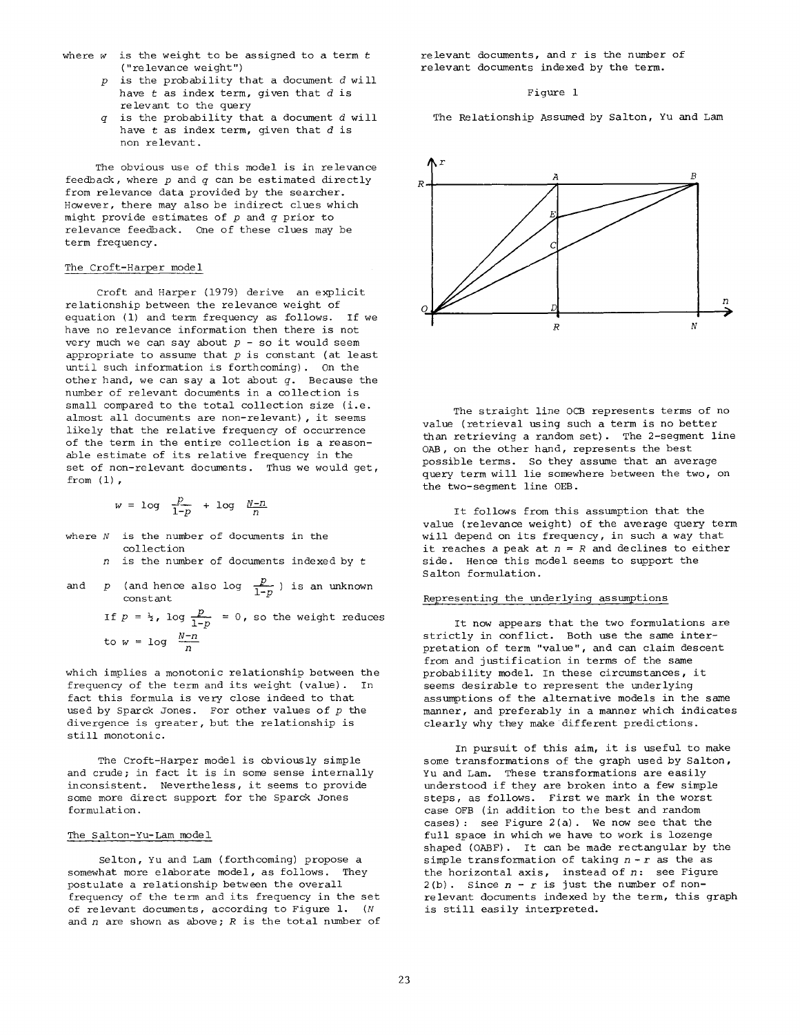where $w$ is the weight to be assigned to a term $t$ ("relevance weight")

$p$ is the probability that a document $d$ will have $t$ as index term, given that $d$ is relevant to the query

$q$ is the probability that a document $d$ will have $t$ as index term, given that $d$ is non relevant.

The obvious use of this model is in relevance feedback, where $p$ and $q$ can be estimated directly from relevance data provided by the searcher. However, there may also be indirect clues which might provide estimates of $p$ and $q$ prior to relevance feedback. One of these clues may be term frequency.

### The Croft-Harper model

Croft and Harper (1979) derive an explicit relationship between the relevance weight of equation (1) and term frequency as follows. If we have no relevance information then there is not very much we can say about $p$ - so it would seem appropriate to assume that $p$ is constant (at least until such information is forthcoming). On the other hand, we can say a lot about $q$. Because the number of relevant documents in a collection is small compared to the total collection size (i.e. almost all documents are non-relevant), it seems likely that the relative frequency of occurrence of the term in the entire collection is a reasonable estimate of its relative frequency in the set of non-relevant documents. Thus we would get, from (1),

$$w = \log \frac{p}{1-p} + \log \frac{N-n}{n}$$

where $N$ is the number of documents in the collection

$n$ is the number of documents indexed by $t$

and $p$ (and hence also $\log \frac{p}{1-p}$ ) is an unknown constant

If $p = \frac{1}{2}$, $\log \frac{p}{1-p} = 0$, so the weight reduces to $w = \log \frac{N-n}{n}$

which implies a monotonic relationship between the frequency of the term and its weight (value). In fact this formula is very close indeed to that used by Sparck Jones. For other values of $p$ the divergence is greater, but the relationship is still monotonic.

The Croft-Harper model is obviously simple and crude; in fact it is in some sense internally inconsistent. Nevertheless, it seems to provide some more direct support for the Sparck Jones formulation.

### The Salton-Yu-Lam model

Selton, Yu and Lam (forthcoming) propose a somewhat more elaborate model, as follows. They postulate a relationship between the overall frequency of the term and its frequency in the set of relevant documents, according to Figure 1. ($N$ and $n$ are shown as above; $R$ is the total number of relevant documents, and $r$ is the number of relevant documents indexed by the term.

Figure 1

The Relationship Assumed by Salton, Yu and Lam

The straight line OCB represents terms of no value (retrieval using such a term is no better than retrieving a random set). The 2-segment line OAB, on the other hand, represents the best possible terms. So they assume that an average query term will lie somewhere between the two, on the two-segment line OEB.

It follows from this assumption that the value (relevance weight) of the average query term will depend on its frequency, in such a way that it reaches a peak at $n = R$ and declines to either side. Hence this model seems to support the Salton formulation.

### Representing the underlying assumptions

It now appears that the two formulations are strictly in conflict. Both use the same interpretation of term "value", and can claim descent from and justification in terms of the same probability model. In these circumstances, it seems desirable to represent the underlying assumptions of the alternative models in the same manner, and preferably in a manner which indicates clearly why they make different predictions.

In pursuit of this aim, it is useful to make some transformations of the graph used by Salton, Yu and Lam. These transformations are easily understood if they are broken into a few simple steps, as follows. First we mark in the worst case OFB (in addition to the best and random cases): see Figure 2(a). We now see that the full space in which we have to work is lozenge shaped (OABF). It can be made rectangular by the simple transformation of taking $n - r$ as the as the horizontal axis, instead of $n$: see Figure 2(b). Since $n - r$ is just the number of non-relevant documents indexed by the term, this graph is still easily interpreted.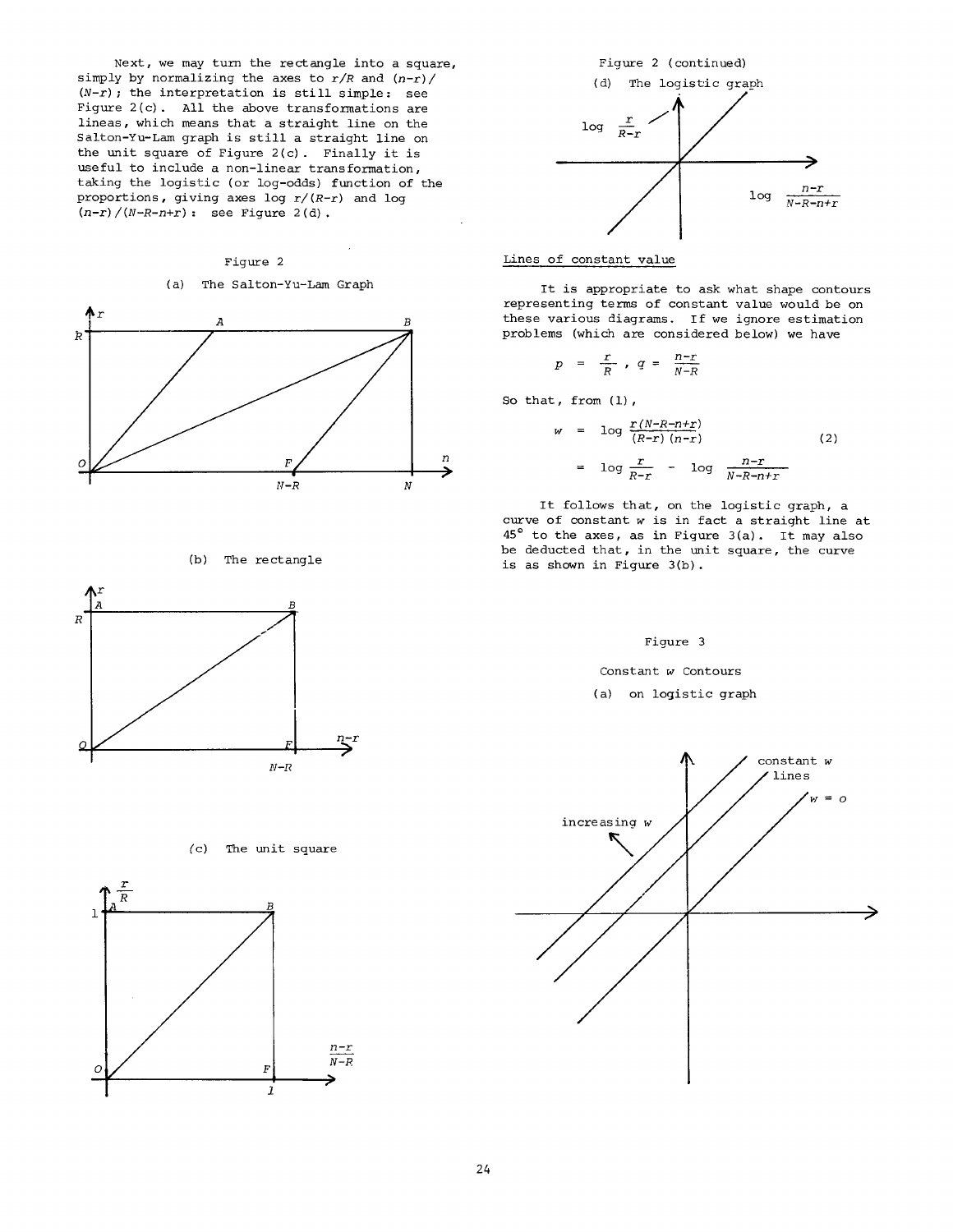Next, we may turn the rectangle into a square, simply by normalizing the axes to $r/R$ and $(n-r)/(N-r)$; the interpretation is still simple: see Figure 2(c). All the above transformations are lineas, which means that a straight line on the Salton-Yu-Lam graph is still a straight line on the unit square of Figure 2(c). Finally it is useful to include a non-linear transformation, taking the logistic (or log-odds) function of the proportions, giving axes $\log r/(R-r)$ and $\log (n-r)/(N-R-n+r)$: see Figure 2(d).

Figure 2

(a) The Salton-Yu-Lam Graph

(b) The rectangle

(c) The unit square

Figure 2 (continued)

(d) The logistic graph

## Lines of constant value

It is appropriate to ask what shape contours representing terms of constant value would be on these various diagrams. If we ignore estimation problems (which are considered below) we have

$$p = \frac{r}{R}, \quad q = \frac{n-r}{N-R}$$

So that, from (1),

$$w = \log \frac{r(N-R-n+r)}{(R-r)(n-r)} \qquad (2)$$

$$= \log \frac{r}{R-r} - \log \frac{n-r}{N-R-n+r}$$

It follows that, on the logistic graph, a curve of constant $w$ is in fact a straight line at 45° to the axes, as in Figure 3(a). It may also be deducted that, in the unit square, the curve is as shown in Figure 3(b).

Figure 3

Constant $w$ Contours

(a) on logistic graph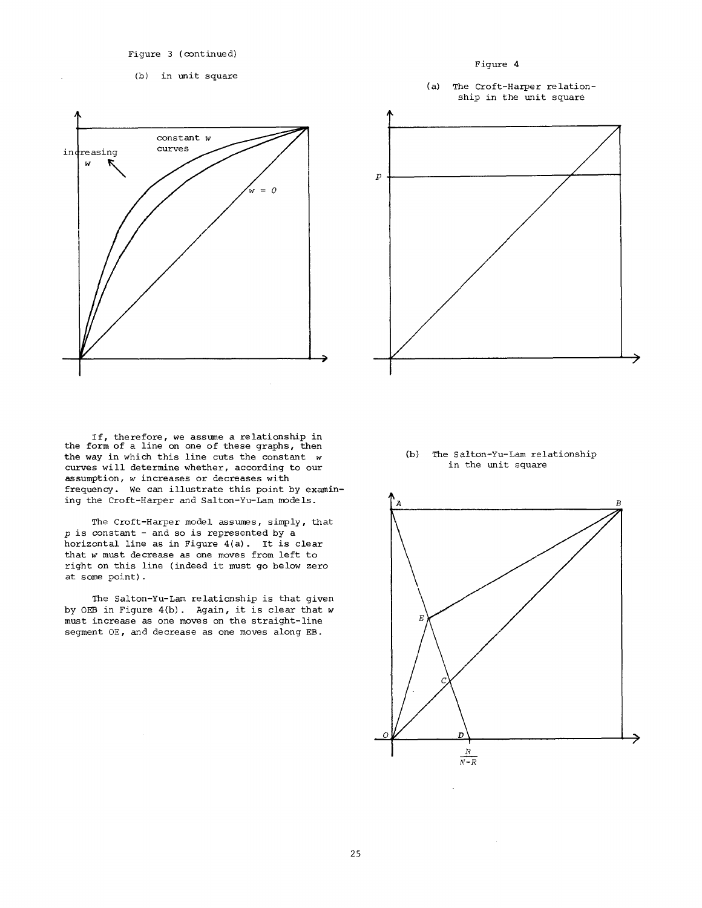Figure 3 (continued)

(b) in unit square

Figure 4

(a) The Croft-Harper relationship in the unit square

If, therefore, we assume a relationship in the form of a line on one of these graphs, then the way in which this line cuts the constant $w$ curves will determine whether, according to our assumption, $w$ increases or decreases with frequency. We can illustrate this point by examining the Croft-Harper and Salton-Yu-Lam models.

The Croft-Harper model assumes, simply, that $p$ is constant - and so is represented by a horizontal line as in Figure 4(a). It is clear that $w$ must decrease as one moves from left to right on this line (indeed it must go below zero at some point).

The Salton-Yu-Lam relationship is that given by OEB in Figure 4(b). Again, it is clear that $w$ must increase as one moves on the straight-line segment OE, and decrease as one moves along EB.

(b) The Salton-Yu-Lam relationship in the unit square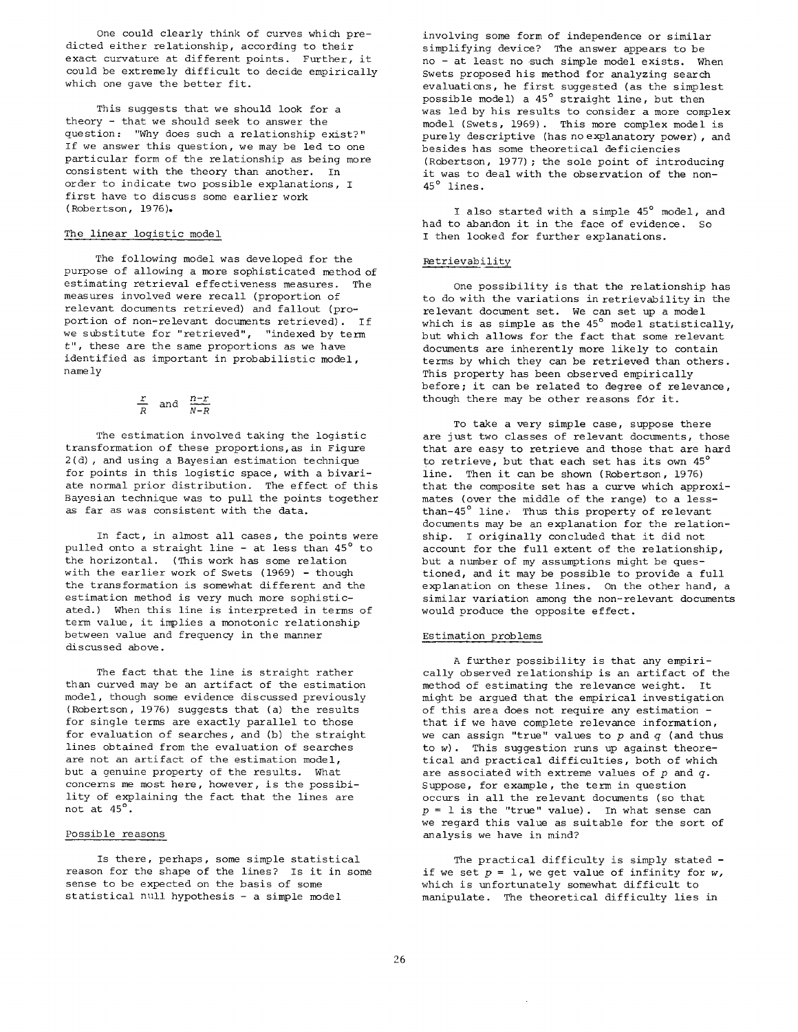One could clearly think of curves which predicted either relationship, according to their exact curvature at different points. Further, it could be extremely difficult to decide empirically which one gave the better fit.

This suggests that we should look for a theory - that we should seek to answer the question: "Why does such a relationship exist?" If we answer this question, we may be led to one particular form of the relationship as being more consistent with the theory than another. In order to indicate two possible explanations, I first have to discuss some earlier work (Robertson, 1976).

## The linear logistic model

The following model was developed for the purpose of allowing a more sophisticated method of estimating retrieval effectiveness measures. The measures involved were recall (proportion of relevant documents retrieved) and fallout (proportion of non-relevant documents retrieved). If we substitute for "retrieved", "indexed by term t", these are the same proportions as we have identified as important in probabilistic model, namely

$$\frac{r}{R} \text{ and } \frac{n-r}{N-R}$$

The estimation involved taking the logistic transformation of these proportions, as in Figure 2(d), and using a Bayesian estimation technique for points in this logistic space, with a bivariate normal prior distribution. The effect of this Bayesian technique was to pull the points together as far as was consistent with the data.

In fact, in almost all cases, the points were pulled onto a straight line - at less than 45° to the horizontal. (This work has some relation with the earlier work of Swets (1969) - though the transformation is somewhat different and the estimation method is very much more sophisticated.) When this line is interpreted in terms of term value, it implies a monotonic relationship between value and frequency in the manner discussed above.

The fact that the line is straight rather than curved may be an artifact of the estimation model, though some evidence discussed previously (Robertson, 1976) suggests that (a) the results for single terms are exactly parallel to those for evaluation of searches, and (b) the straight lines obtained from the evaluation of searches are not an artifact of the estimation model, but a genuine property of the results. What concerns me most here, however, is the possibility of explaining the fact that the lines are not at 45°.

## Possible reasons

Is there, perhaps, some simple statistical reason for the shape of the lines? Is it in some sense to be expected on the basis of some statistical null hypothesis - a simple model involving some form of independence or similar simplifying device? The answer appears to be no - at least no such simple model exists. When Swets proposed his method for analyzing search evaluations, he first suggested (as the simplest possible model) a 45° straight line, but then was led by his results to consider a more complex model (Swets, 1969). This more complex model is purely descriptive (has no explanatory power), and besides has some theoretical deficiencies (Robertson, 1977); the sole point of introducing it was to deal with the observation of the non-45° lines.

I also started with a simple 45° model, and had to abandon it in the face of evidence. So I then looked for further explanations.

## Retrievability

One possibility is that the relationship has to do with the variations in retrievability in the relevant document set. We can set up a model which is as simple as the 45° model statistically, but which allows for the fact that some relevant documents are inherently more likely to contain terms by which they can be retrieved than others. This property has been observed empirically before; it can be related to degree of relevance, though there may be other reasons for it.

To take a very simple case, suppose there are just two classes of relevant documents, those that are easy to retrieve and those that are hard to retrieve, but that each set has its own 45° line. Then it can be shown (Robertson, 1976) that the composite set has a curve which approximates (over the middle of the range) to a less-than-45° line. Thus this property of relevant documents may be an explanation for the relationship. I originally concluded that it did not account for the full extent of the relationship, but a number of my assumptions might be questioned, and it may be possible to provide a full explanation on these lines. On the other hand, a similar variation among the non-relevant documents would produce the opposite effect.

## Estimation problems

A further possibility is that any empirically observed relationship is an artifact of the method of estimating the relevance weight. It might be argued that the empirical investigation of this area does not require any estimation - that if we have complete relevance information, we can assign "true" values to $p$ and $q$ (and thus to $w$). This suggestion runs up against theoretical and practical difficulties, both of which are associated with extreme values of $p$ and $q$. Suppose, for example, the term in question occurs in all the relevant documents (so that $p = 1$ is the "true" value). In what sense can we regard this value as suitable for the sort of analysis we have in mind?

The practical difficulty is simply stated - if we set $p = 1$, we get value of infinity for $w$, which is unfortunately somewhat difficult to manipulate. The theoretical difficulty lies in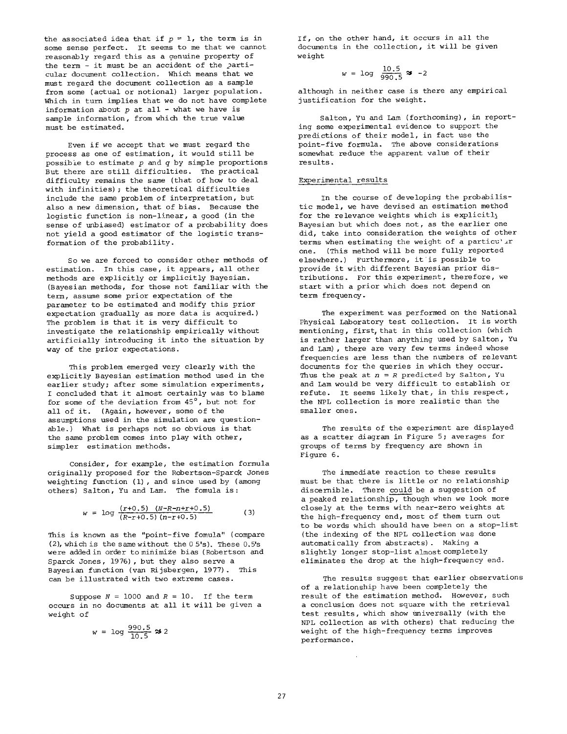the associated idea that if $p = 1$, the term is in some sense perfect. It seems to me that we cannot reasonably regard this as a genuine property of the term - it must be an accident of the particular document collection. Which means that we must regard the document collection as a sample from some (actual or notional) larger population. Which in turn implies that we do not have complete information about $p$ at all - what we have is sample information, from which the true value must be estimated.

Even if we accept that we must regard the process as one of estimation, it would still be possible to estimate $p$ and $q$ by simple proportions But there are still difficulties. The practical difficulty remains the same (that of how to deal with infinities); the theoretical difficulties include the same problem of interpretation, but also a new dimension, that of bias. Because the logistic function is non-linear, a good (in the sense of unbiased) estimator of a probability does not yield a good estimator of the logistic transformation of the probability.

So we are forced to consider other methods of estimation. In this case, it appears, all other methods are explicitly or implicitly Bayesian. (Bayesian methods, for those not familiar with the term, assume some prior expectation of the parameter to be estimated and modify this prior expectation gradually as more data is acquired.) The problem is that it is very difficult to investigate the relationship empirically without artificially introducing it into the situation by way of the prior expectations.

This problem emerged very clearly with the explicitly Bayesian estimation method used in the earlier study; after some simulation experiments, I concluded that it almost certainly was to blame for some of the deviation from 45°, but not for all of it. (Again, however, some of the assumptions used in the simulation are questionable.) What is perhaps not so obvious is that the same problem comes into play with other, simpler estimation methods.

Consider, for example, the estimation formula originally proposed for the Robertson-Sparck Jones weighting function (1), and since used by (among others) Salton, Yu and Lam. The fomula is:

$$w = \log \frac{(r+0.5)\ (N-R-n+r+0.5)}{(R-r+0.5)\ (n-r+0.5)} \qquad (3)$$

This is known as the "point-five fomula" (compare (2), which is the same without the 0.5's). These 0.5's were added in order to minimize bias (Robertson and Sparck Jones, 1976), but they also serve a Bayesian function (van Rijsbergen, 1977). This can be illustrated with two extreme cases.

Suppose $N = 1000$ and $R = 10$. If the term occurs in no documents at all it will be given a weight of

$$w = \log \frac{990.5}{10.5} \approx 2$$

If, on the other hand, it occurs in all the documents in the collection, it will be given weight

$$w = \log \frac{10.5}{990.5} \approx -2$$

although in neither case is there any empirical justification for the weight.

Salton, Yu and Lam (forthcoming), in reporting some experimental evidence to support the predictions of their model, in fact use the point-five formula. The above considerations somewhat reduce the apparent value of their results.

## Experimental results

In the course of developing the probabilistic model, we have devised an estimation method for the relevance weights which is explicitly Bayesian but which does not, as the earlier one did, take into consideration the weights of other terms when estimating the weight of a particular one. (This method will be more fully reported elsewhere.) Furthermore, it is possible to provide it with different Bayesian prior distributions. For this experiment, therefore, we start with a prior which does not depend on term frequency.

The experiment was performed on the National Physical Laboratory test collection. It is worth mentioning, first, that in this collection (which is rather larger than anything used by Salton, Yu and Lam), there are very few terms indeed whose frequencies are less than the numbers of relevant documents for the queries in which they occur. Thus the peak at $n = R$ predicted by Salton, Yu and Lam would be very difficult to establish or refute. It seems likely that, in this respect, the NPL collection is more realistic than the smaller ones.

The results of the experiment are displayed as a scatter diagram in Figure 5; averages for groups of terms by frequency are shown in Figure 6.

The immediate reaction to these results must be that there is little or no relationship discernible. There could be a suggestion of a peaked relationship, though when we look more closely at the terms with near-zero weights at the high-frequency end, most of them turn out to be words which should have been on a stop-list (the indexing of the NPL collection was done automatically from abstracts). Making a slightly longer stop-list almost completely eliminates the drop at the high-frequency end.

The results suggest that earlier observations of a relationship have been completely the result of the estimation method. However, such a conclusion does not square with the retrieval test results, which show universally (with the NPL collection as with others) that reducing the weight of the high-frequency terms improves performance.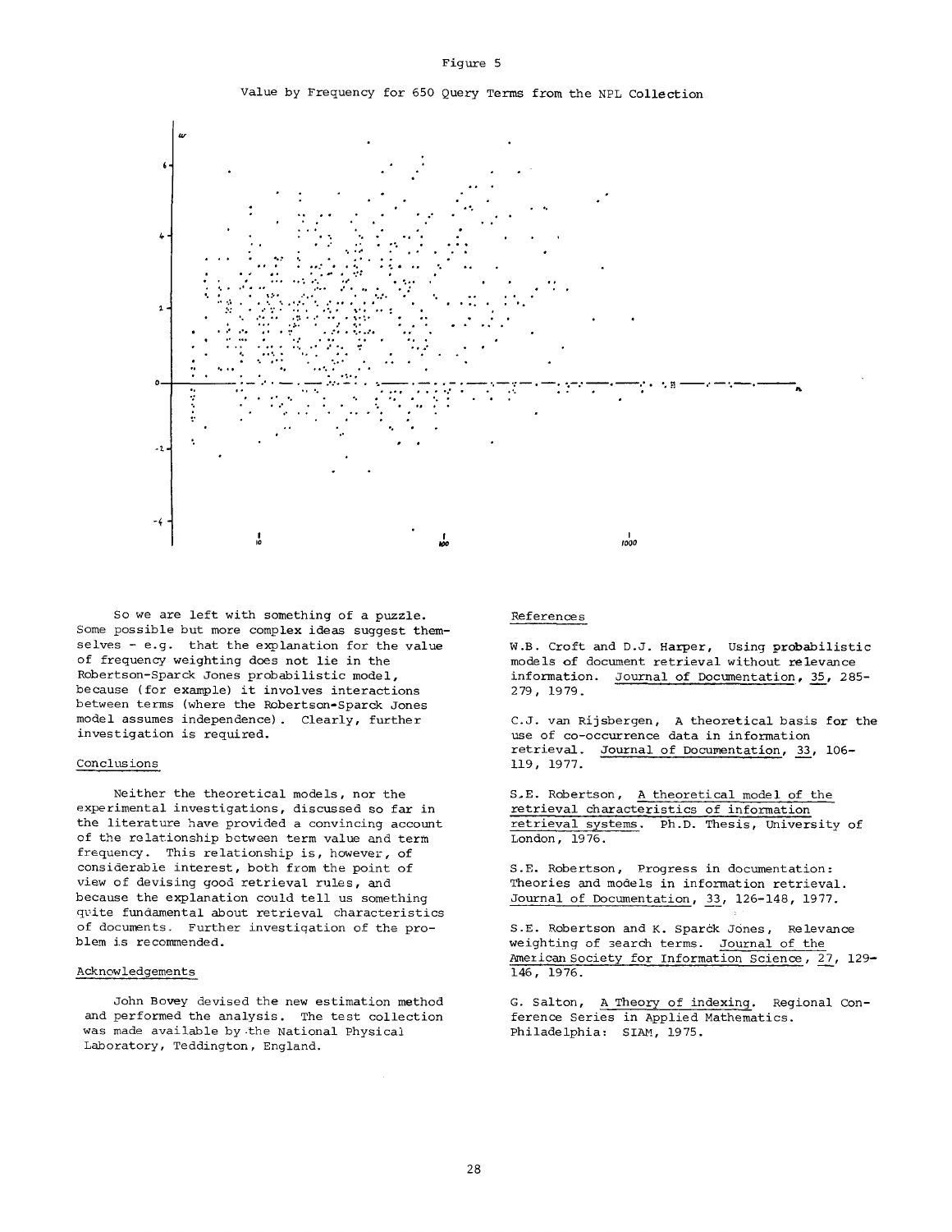Figure 5

Value by Frequency for 650 Query Terms from the NPL Collection

So we are left with something of a puzzle. Some possible but more complex ideas suggest themselves - e.g. that the explanation for the value of frequency weighting does not lie in the Robertson-Sparck Jones probabilistic model, because (for example) it involves interactions between terms (where the Robertson-Sparck Jones model assumes independence). Clearly, further investigation is required.

## Conclusions

Neither the theoretical models, nor the experimental investigations, discussed so far in the literature have provided a convincing account of the relationship between term value and term frequency. This relationship is, however, of considerable interest, both from the point of view of devising good retrieval rules, and because the explanation could tell us something quite fundamental about retrieval characteristics of documents. Further investigation of the problem is recommended.

## Acknowledgements

John Bovey devised the new estimation method and performed the analysis. The test collection was made available by the National Physical Laboratory, Teddington, England.

## References

W.B. Croft and D.J. Harper, Using probabilistic models of document retrieval without relevance information. Journal of Documentation, 35, 285-279, 1979.

C.J. van Rijsbergen, A theoretical basis for the use of co-occurrence data in information retrieval. Journal of Documentation, 33, 106-119, 1977.

S.E. Robertson, A theoretical model of the retrieval characteristics of information retrieval systems. Ph.D. Thesis, University of London, 1976.

S.E. Robertson, Progress in documentation: Theories and models in information retrieval. Journal of Documentation, 33, 126-148, 1977.

S.E. Robertson and K. Sparck Jones, Relevance weighting of search terms. Journal of the American Society for Information Science, 27, 129-146, 1976.

G. Salton, A Theory of indexing. Regional Conference Series in Applied Mathematics. Philadelphia: SIAM, 1975.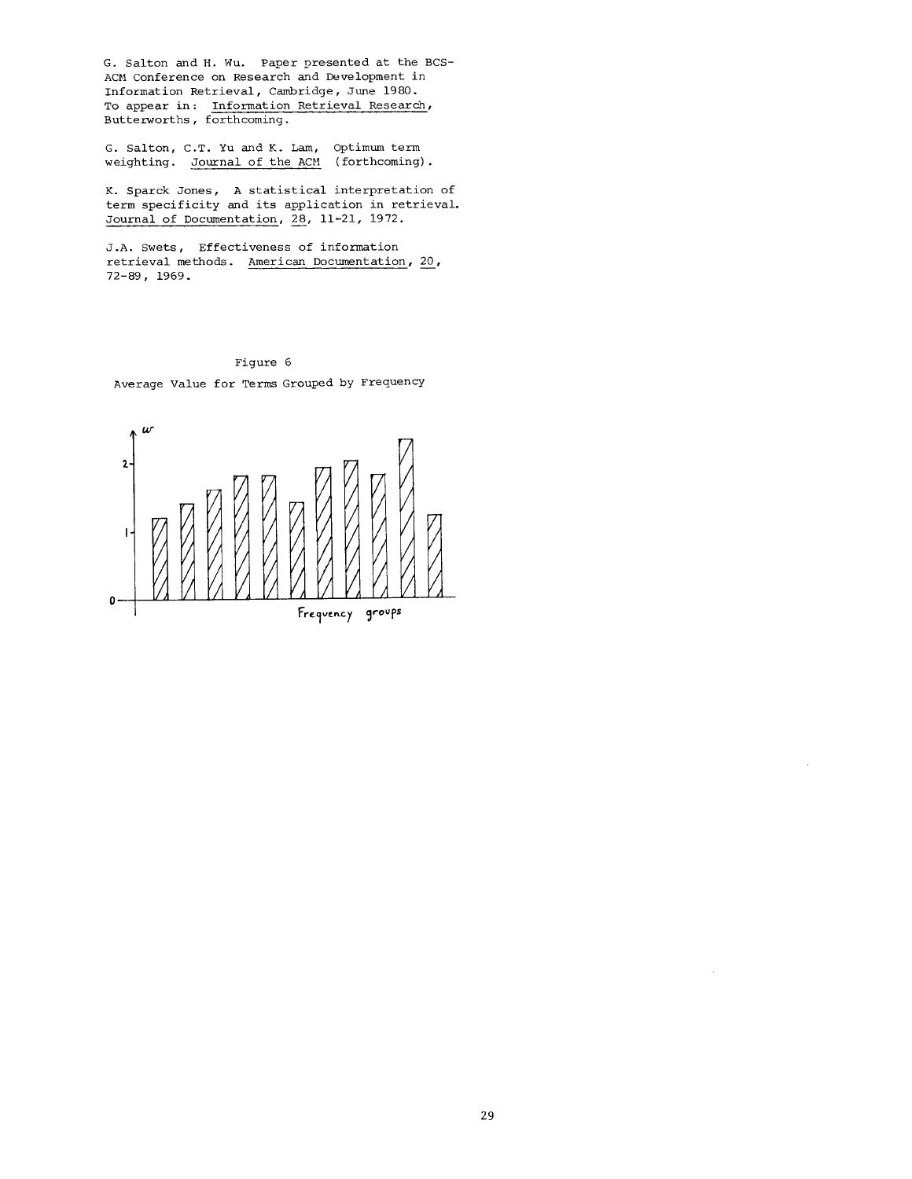G. Salton and H. Wu. Paper presented at the BCS-ACM Conference on Research and Development in Information Retrieval, Cambridge, June 1980. To appear in: Information Retrieval Research, Butterworths, forthcoming.

G. Salton, C.T. Yu and K. Lam, Optimum term weighting. Journal of the ACM (forthcoming).

K. Sparck Jones, A statistical interpretation of term specificity and its application in retrieval. Journal of Documentation, 28, 11-21, 1972.

J.A. Swets, Effectiveness of information retrieval methods. American Documentation, 20, 72-89, 1969.

Figure 6

Average Value for Terms Grouped by Frequency

w

2

1

0

Frequency groups